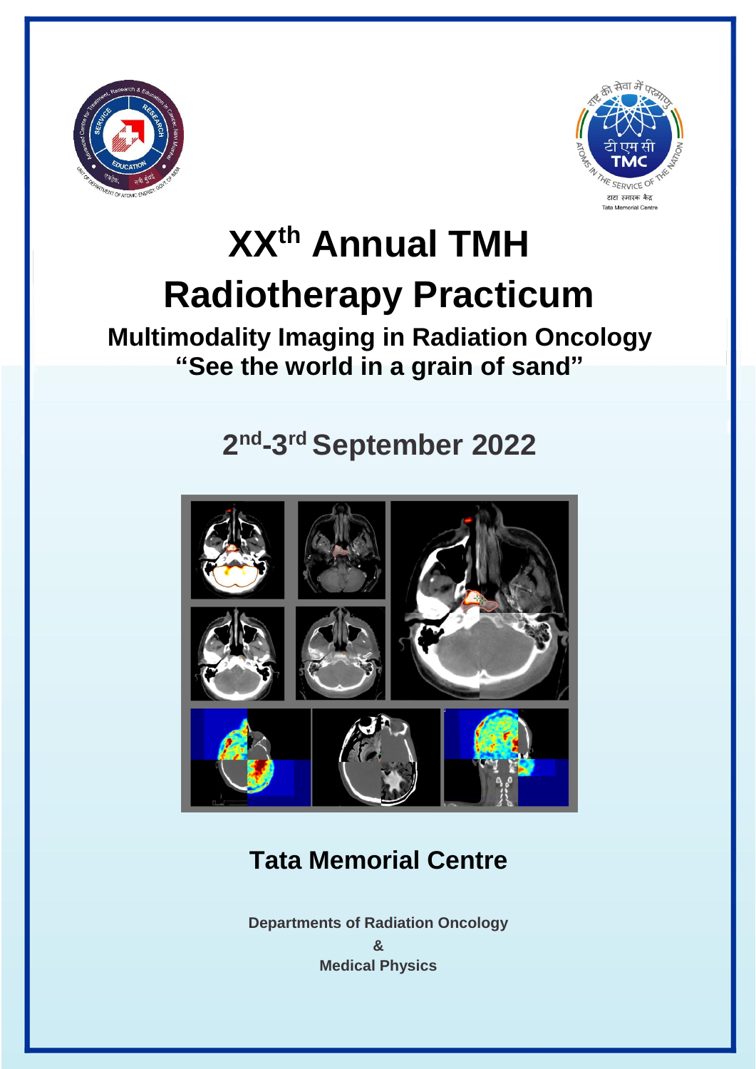# XX<sup>th</sup> Annual TMH Radiotherapy Practicum

## Multimodality Imaging in Radiation Oncology
## "See the world in a grain of sand"

## 2nd-3rd September 2022

## Tata Memorial Centre

**Departments of Radiation Oncology**

**&**

**Medical Physics**

# XX[th] Annual TMH Radiotherapy Practicum

## Multimodality Imaging in Radiation Oncology
## "See the world in a grain of sand"

## 2nd-3rd September 2022

## Tata Memorial Centre

**Departments of Radiation Oncology**

**&**

**Medical Physics**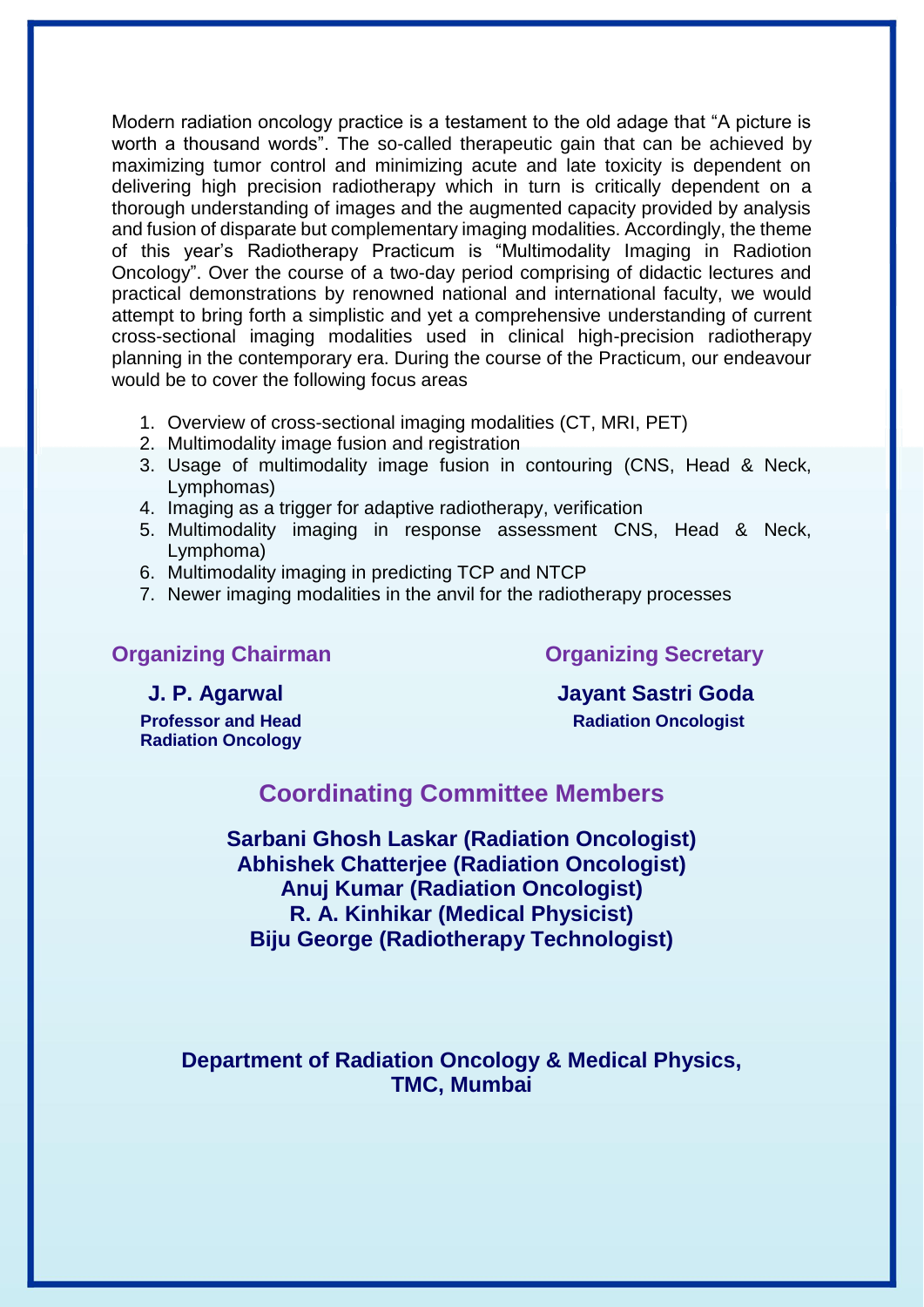Modern radiation oncology practice is a testament to the old adage that "A picture is worth a thousand words". The so-called therapeutic gain that can be achieved by maximizing tumor control and minimizing acute and late toxicity is dependent on delivering high precision radiotherapy which in turn is critically dependent on a thorough understanding of images and the augmented capacity provided by analysis and fusion of disparate but complementary imaging modalities. Accordingly, the theme of this year's Radiotherapy Practicum is "Multimodality Imaging in Radiotion Oncology". Over the course of a two-day period comprising of didactic lectures and practical demonstrations by renowned national and international faculty, we would attempt to bring forth a simplistic and yet a comprehensive understanding of current cross-sectional imaging modalities used in clinical high-precision radiotherapy planning in the contemporary era. During the course of the Practicum, our endeavour would be to cover the following focus areas

1. Overview of cross-sectional imaging modalities (CT, MRI, PET)
2. Multimodality image fusion and registration
3. Usage of multimodality image fusion in contouring (CNS, Head & Neck, Lymphomas)
4. Imaging as a trigger for adaptive radiotherapy, verification
5. Multimodality imaging in response assessment CNS, Head & Neck, Lymphoma)
6. Multimodality imaging in predicting TCP and NTCP
7. Newer imaging modalities in the anvil for the radiotherapy processes

## Organizing Chairman

**J. P. Agarwal**

**Professor and Head**
**Radiation Oncology**

## Organizing Secretary

**Jayant Sastri Goda**

**Radiation Oncologist**

## Coordinating Committee Members

**Sarbani Ghosh Laskar (Radiation Oncologist)**
**Abhishek Chatterjee (Radiation Oncologist)**
**Anuj Kumar (Radiation Oncologist)**
**R. A. Kinhikar (Medical Physicist)**
**Biju George (Radiotherapy Technologist)**

**Department of Radiation Oncology & Medical Physics,**
**TMC, Mumbai**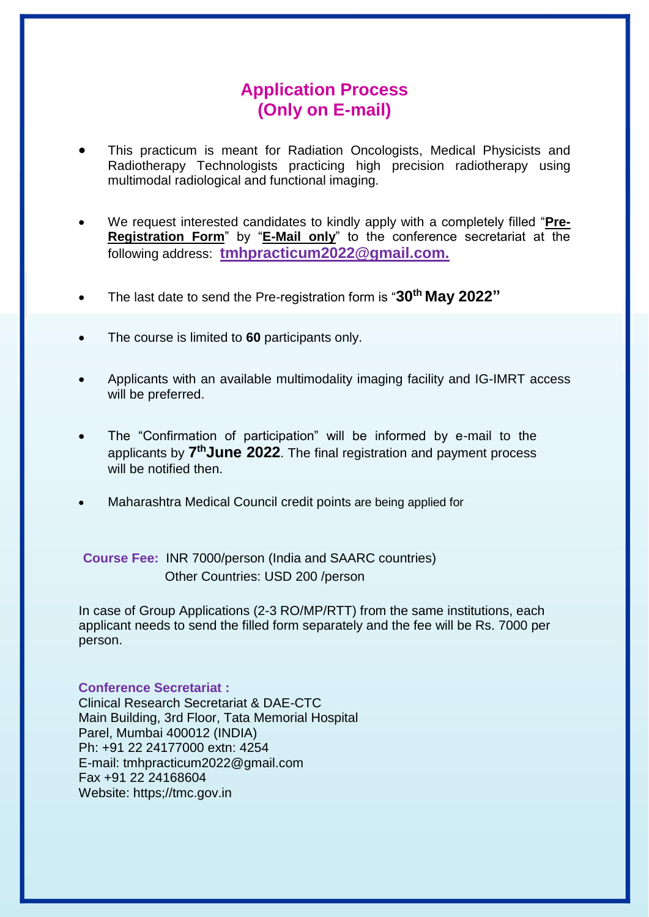## Application Process
## (Only on E-mail)

- This practicum is meant for Radiation Oncologists, Medical Physicists and Radiotherapy Technologists practicing high precision radiotherapy using multimodal radiological and functional imaging.
- We request interested candidates to kindly apply with a completely filled "**Pre-Registration Form**" by "**E-Mail only**" to the conference secretariat at the following address: **tmhpracticum2022@gmail.com.**
- The last date to send the Pre-registration form is "**30th May 2022**"
- The course is limited to **60** participants only.
- Applicants with an available multimodality imaging facility and IG-IMRT access will be preferred.
- The "Confirmation of participation" will be informed by e-mail to the applicants by **7th June 2022**. The final registration and payment process will be notified then.
- Maharashtra Medical Council credit points are being applied for

**Course Fee:** INR 7000/person (India and SAARC countries)
Other Countries: USD 200 /person

In case of Group Applications (2-3 RO/MP/RTT) from the same institutions, each applicant needs to send the filled form separately and the fee will be Rs. 7000 per person.

**Conference Secretariat :**
Clinical Research Secretariat & DAE-CTC
Main Building, 3rd Floor, Tata Memorial Hospital
Parel, Mumbai 400012 (INDIA)
Ph: +91 22 24177000 extn: 4254
E-mail: tmhpracticum2022@gmail.com
Fax +91 22 24168604
Website: https;//tmc.gov.in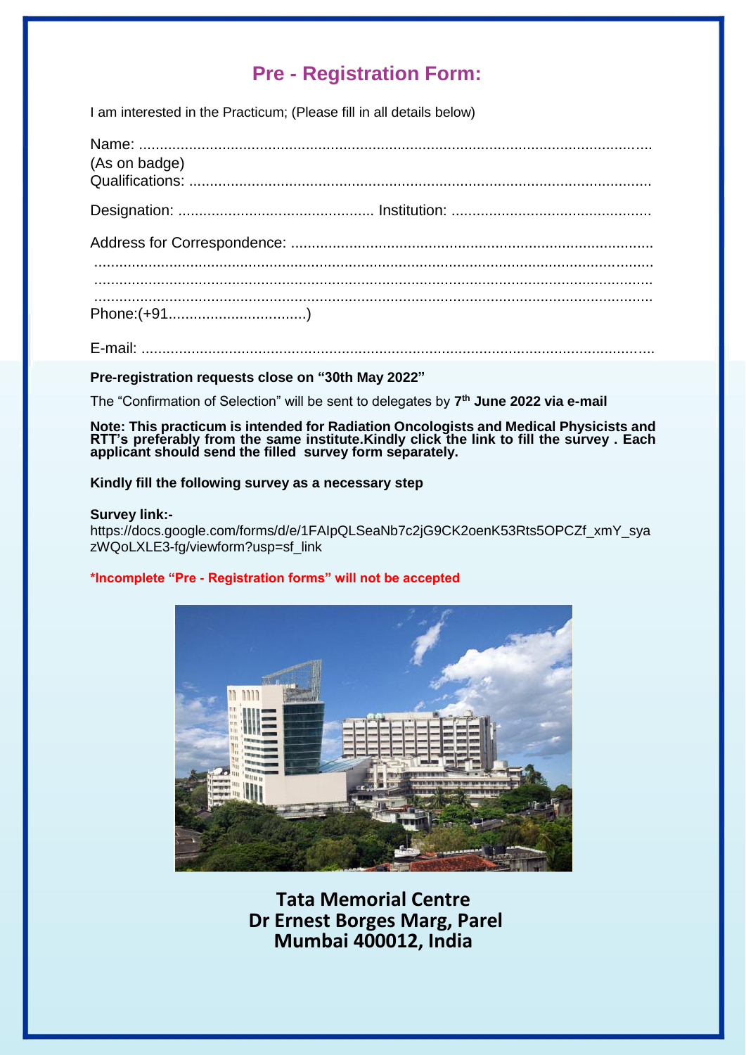# Pre - Registration Form:

I am interested in the Practicum; (Please fill in all details below)

Name: ..........................................................................................................................
(As on badge)
Qualifications: ..............................................................................................................

Designation: .............................................. Institution: ...............................................

Address for Correspondence: ......................................................................................
.....................................................................................................................................
.....................................................................................................................................
.....................................................................................................................................
Phone:(+91.................................)

E-mail: .........................................................................................................................

**Pre-registration requests close on "30th May 2022"**

The "Confirmation of Selection" will be sent to delegates by **7th June 2022 via e-mail**

**Note: This practicum is intended for Radiation Oncologists and Medical Physicists and RTT's preferably from the same institute.Kindly click the link to fill the survey . Each applicant should send the filled survey form separately.**

**Kindly fill the following survey as a necessary step**

**Survey link:-**
https://docs.google.com/forms/d/e/1FAIpQLSeaNb7c2jG9CK2oenK53Rts5OPCZf_xmY_syazWQoLXLE3-fg/viewform?usp=sf_link

**\*Incomplete "Pre - Registration forms" will not be accepted**

**Tata Memorial Centre**
**Dr Ernest Borges Marg, Parel**
**Mumbai 400012, India**